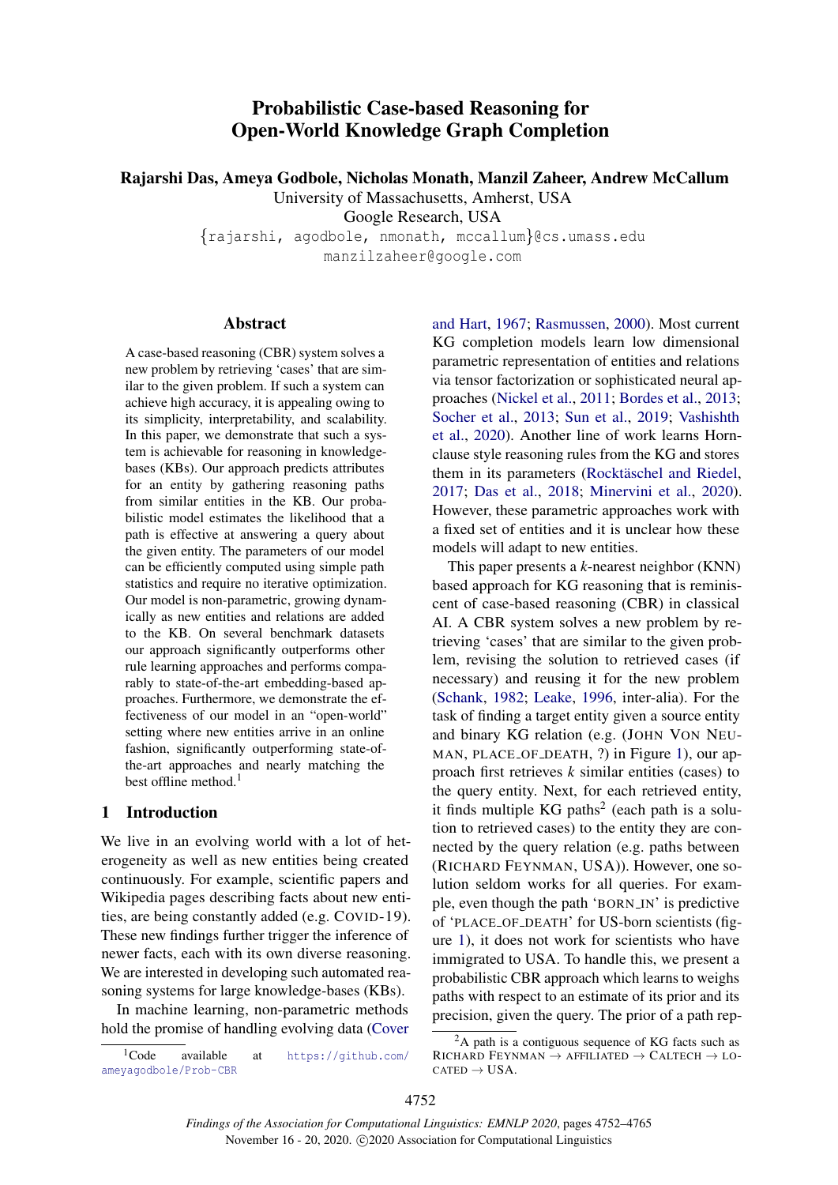# Probabilistic Case-based Reasoning for Open-World Knowledge Graph Completion

**Rajarshi Das, Ameya Godbole, Nicholas Monath, Manzil Zaheer, Andrew McCallum**

University of Massachusetts, Amherst, USA

Google Research, USA

{rajarshi, agodbole, nmonath, mccallum}@cs.umass.edu

manzilzaheer@google.com

## Abstract

A case-based reasoning (CBR) system solves a new problem by retrieving 'cases' that are similar to the given problem. If such a system can achieve high accuracy, it is appealing owing to its simplicity, interpretability, and scalability. In this paper, we demonstrate that such a system is achievable for reasoning in knowledge-bases (KBs). Our approach predicts attributes for an entity by gathering reasoning paths from similar entities in the KB. Our probabilistic model estimates the likelihood that a path is effective at answering a query about the given entity. The parameters of our model can be efficiently computed using simple path statistics and require no iterative optimization. Our model is non-parametric, growing dynamically as new entities and relations are added to the KB. On several benchmark datasets our approach significantly outperforms other rule learning approaches and performs comparably to state-of-the-art embedding-based approaches. Furthermore, we demonstrate the effectiveness of our model in an "open-world" setting where new entities arrive in an online fashion, significantly outperforming state-of-the-art approaches and nearly matching the best offline method.[1]

## 1 Introduction

We live in an evolving world with a lot of heterogeneity as well as new entities being created continuously. For example, scientific papers and Wikipedia pages describing facts about new entities, are being constantly added (e.g. COVID-19). These new findings further trigger the inference of newer facts, each with its own diverse reasoning. We are interested in developing such automated reasoning systems for large knowledge-bases (KBs).

In machine learning, non-parametric methods hold the promise of handling evolving data (Cover and Hart, 1967; Rasmussen, 2000). Most current KG completion models learn low dimensional parametric representation of entities and relations via tensor factorization or sophisticated neural approaches (Nickel et al., 2011; Bordes et al., 2013; Socher et al., 2013; Sun et al., 2019; Vashishth et al., 2020). Another line of work learns Horn-clause style reasoning rules from the KG and stores them in its parameters (Rocktäschel and Riedel, 2017; Das et al., 2018; Minervini et al., 2020). However, these parametric approaches work with a fixed set of entities and it is unclear how these models will adapt to new entities.

This paper presents a $k$-nearest neighbor (KNN) based approach for KG reasoning that is reminiscent of case-based reasoning (CBR) in classical AI. A CBR system solves a new problem by retrieving 'cases' that are similar to the given problem, revising the solution to retrieved cases (if necessary) and reusing it for the new problem (Schank, 1982; Leake, 1996, inter-alia). For the task of finding a target entity given a source entity and binary KG relation (e.g. (JOHN VON NEUMAN, PLACE_OF_DEATH, ?) in Figure 1), our approach first retrieves $k$ similar entities (cases) to the query entity. Next, for each retrieved entity, it finds multiple KG paths[2] (each path is a solution to retrieved cases) to the entity they are connected by the query relation (e.g. paths between (RICHARD FEYNMAN, USA)). However, one solution seldom works for all queries. For example, even though the path 'BORN_IN' is predictive of 'PLACE_OF_DEATH' for US-born scientists (figure 1), it does not work for scientists who have immigrated to USA. To handle this, we present a probabilistic CBR approach which learns to weighs paths with respect to an estimate of its prior and its precision, given the query. The prior of a path rep-

---

[1] Code available at https://github.com/ameyagodbole/Prob-CBR

[2] A path is a contiguous sequence of KG facts such as RICHARD FEYNMAN → AFFILIATED → CALTECH → LOCATED → USA.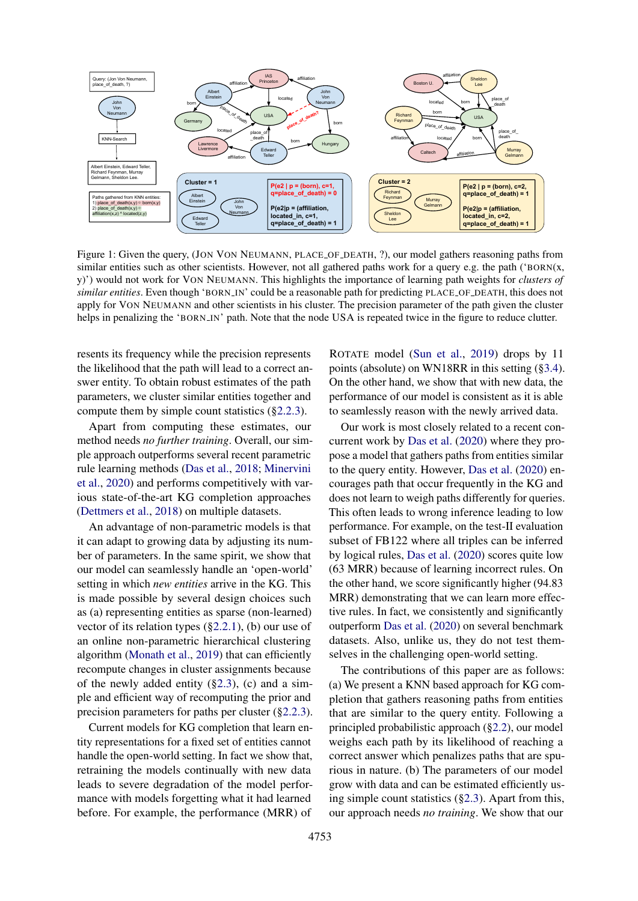Figure 1: Given the query, (JON VON NEUMANN, PLACE_OF_DEATH, ?), our model gathers reasoning paths from similar entities such as other scientists. However, not all gathered paths work for a query e.g. the path ('BORN(x, y)') would not work for VON NEUMANN. This highlights the importance of learning path weights for *clusters of similar entities*. Even though 'BORN_IN' could be a reasonable path for predicting PLACE_OF_DEATH, this does not apply for VON NEUMANN and other scientists in his cluster. The precision parameter of the path given the cluster helps in penalizing the 'BORN_IN' path. Note that the node USA is repeated twice in the figure to reduce clutter.

resents its frequency while the precision represents the likelihood that the path will lead to a correct answer entity. To obtain robust estimates of the path parameters, we cluster similar entities together and compute them by simple count statistics (§2.2.3).

Apart from computing these estimates, our method needs *no further training*. Overall, our simple approach outperforms several recent parametric rule learning methods (Das et al., 2018; Minervini et al., 2020) and performs competitively with various state-of-the-art KG completion approaches (Dettmers et al., 2018) on multiple datasets.

An advantage of non-parametric models is that it can adapt to growing data by adjusting its number of parameters. In the same spirit, we show that our model can seamlessly handle an 'open-world' setting in which *new entities* arrive in the KG. This is made possible by several design choices such as (a) representing entities as sparse (non-learned) vector of its relation types (§2.2.1), (b) our use of an online non-parametric hierarchical clustering algorithm (Monath et al., 2019) that can efficiently recompute changes in cluster assignments because of the newly added entity (§2.3), (c) and a simple and efficient way of recomputing the prior and precision parameters for paths per cluster (§2.2.3).

Current models for KG completion that learn entity representations for a fixed set of entities cannot handle the open-world setting. In fact we show that, retraining the models continually with new data leads to severe degradation of the model performance with models forgetting what it had learned before. For example, the performance (MRR) of ROTATE model (Sun et al., 2019) drops by 11 points (absolute) on WN18RR in this setting (§3.4). On the other hand, we show that with new data, the performance of our model is consistent as it is able to seamlessly reason with the newly arrived data.

Our work is most closely related to a recent concurrent work by Das et al. (2020) where they propose a model that gathers paths from entities similar to the query entity. However, Das et al. (2020) encourages path that occur frequently in the KG and does not learn to weigh paths differently for queries. This often leads to wrong inference leading to low performance. For example, on the test-II evaluation subset of FB122 where all triples can be inferred by logical rules, Das et al. (2020) scores quite low (63 MRR) because of learning incorrect rules. On the other hand, we score significantly higher (94.83 MRR) demonstrating that we can learn more effective rules. In fact, we consistently and significantly outperform Das et al. (2020) on several benchmark datasets. Also, unlike us, they do not test themselves in the challenging open-world setting.

The contributions of this paper are as follows: (a) We present a KNN based approach for KG completion that gathers reasoning paths from entities that are similar to the query entity. Following a principled probabilistic approach (§2.2), our model weighs each path by its likelihood of reaching a correct answer which penalizes paths that are spurious in nature. (b) The parameters of our model grow with data and can be estimated efficiently using simple count statistics (§2.3). Apart from this, our approach needs *no training*. We show that our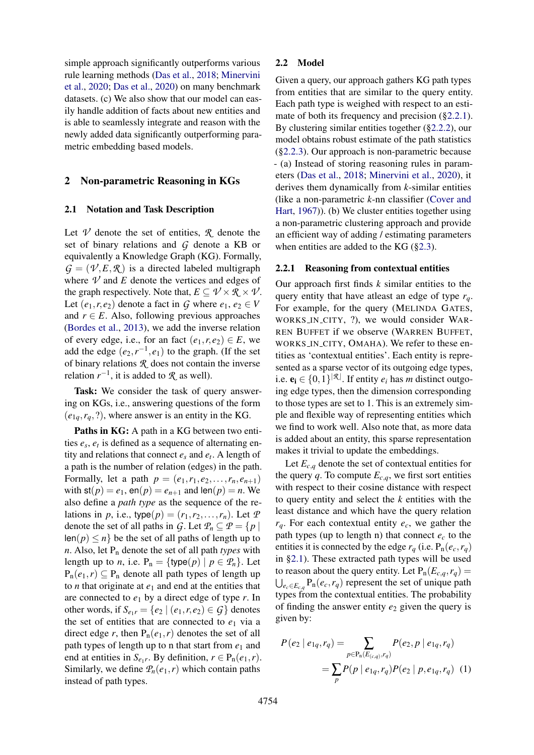simple approach significantly outperforms various rule learning methods (Das et al., 2018; Minervini et al., 2020; Das et al., 2020) on many benchmark datasets. (c) We also show that our model can easily handle addition of facts about new entities and is able to seamlessly integrate and reason with the newly added data significantly outperforming parametric embedding based models.

## 2 Non-parametric Reasoning in KGs

### 2.1 Notation and Task Description

Let $\mathcal{V}$ denote the set of entities, $\mathcal{R}$ denote the set of binary relations and $\mathcal{G}$ denote a KB or equivalently a Knowledge Graph (KG). Formally, $\mathcal{G} = (\mathcal{V}, E, \mathcal{R})$ is a directed labeled multigraph where $\mathcal{V}$ and $E$ denote the vertices and edges of the graph respectively. Note that, $E \subseteq \mathcal{V} \times \mathcal{R} \times \mathcal{V}$. Let $(e_1, r, e_2)$ denote a fact in $\mathcal{G}$ where $e_1$, $e_2 \in V$ and $r \in E$. Also, following previous approaches (Bordes et al., 2013), we add the inverse relation of every edge, i.e., for an fact $(e_1, r, e_2) \in E$, we add the edge $(e_2, r^{-1}, e_1)$ to the graph. (If the set of binary relations $\mathcal{R}$ does not contain the inverse relation $r^{-1}$, it is added to $\mathcal{R}$ as well).

**Task:** We consider the task of query answering on KGs, i.e., answering questions of the form $(e_{1q}, r_q, ?)$, where answer is an entity in the KG.

**Paths in KG:** A path in a KG between two entities $e_s$, $e_t$ is defined as a sequence of alternating entity and relations that connect $e_s$ and $e_t$. A length of a path is the number of relation (edges) in the path. Formally, let a path $p = (e_1, r_1, e_2, \ldots, r_n, e_{n+1})$ with $\mathsf{st}(p) = e_1$, $\mathsf{en}(p) = e_{n+1}$ and $\mathsf{len}(p) = n$. We also define a *path type* as the sequence of the relations in $p$, i.e., $\mathsf{type}(p) = (r_1, r_2, \ldots, r_n)$. Let $\mathcal{P}$ denote the set of all paths in $\mathcal{G}$. Let $\mathcal{P}_n \subseteq \mathcal{P} = \{p \mid \mathsf{len}(p) \leq n\}$ be the set of all paths of length up to $n$. Also, let $\mathrm{P}_\mathrm{n}$ denote the set of all path *types* with length up to $n$, i.e. $\mathrm{P}_\mathrm{n} = \{\mathsf{type}(p) \mid p \in \mathcal{P}_n\}$. Let $\mathrm{P}_\mathrm{n}(e_1, r) \subseteq \mathrm{P}_\mathrm{n}$ denote all path types of length up to $n$ that originate at $e_1$ and end at the entities that are connected to $e_1$ by a direct edge of type $r$. In other words, if $S_{e_1 r} = \{e_2 \mid (e_1, r, e_2) \in \mathcal{G}\}$ denotes the set of entities that are connected to $e_1$ via a direct edge $r$, then $\mathrm{P}_\mathrm{n}(e_1, r)$ denotes the set of all path types of length up to n that start from $e_1$ and end at entities in $S_{e_1 r}$. By definition, $r \in \mathrm{P}_\mathrm{n}(e_1, r)$. Similarly, we define $\mathcal{P}_n(e_1, r)$ which contain paths instead of path types.

### 2.2 Model

Given a query, our approach gathers KG path types from entities that are similar to the query entity. Each path type is weighed with respect to an estimate of both its frequency and precision (§2.2.1). By clustering similar entities together (§2.2.2), our model obtains robust estimate of the path statistics (§2.2.3). Our approach is non-parametric because - (a) Instead of storing reasoning rules in parameters (Das et al., 2018; Minervini et al., 2020), it derives them dynamically from $k$-similar entities (like a non-parametric $k$-nn classifier (Cover and Hart, 1967)). (b) We cluster entities together using a non-parametric clustering approach and provide an efficient way of adding / estimating parameters when entities are added to the KG (§2.3).

#### 2.2.1 Reasoning from contextual entities

Our approach first finds $k$ similar entities to the query entity that have atleast an edge of type $r_q$. For example, for the query (MELINDA GATES, WORKS_IN_CITY, ?), we would consider WARREN BUFFET if we observe (WARREN BUFFET, WORKS_IN_CITY, OMAHA). We refer to these entities as 'contextual entities'. Each entity is represented as a sparse vector of its outgoing edge types, i.e. $\mathbf{e_i} \in \{0,1\}^{|\mathcal{R}|}$. If entity $e_i$ has $m$ distinct outgoing edge types, then the dimension corresponding to those types are set to 1. This is an extremely simple and flexible way of representing entities which we find to work well. Also note that, as more data is added about an entity, this sparse representation makes it trivial to update the embeddings.

Let $E_{c,q}$ denote the set of contextual entities for the query $q$. To compute $E_{c,q}$, we first sort entities with respect to their cosine distance with respect to query entity and select the $k$ entities with the least distance and which have the query relation $r_q$. For each contextual entity $e_c$, we gather the path types (up to length n) that connect $e_c$ to the entities it is connected by the edge $r_q$ (i.e. $\mathrm{P}_\mathrm{n}(e_c, r_q)$ in §2.1). These extracted path types will be used to reason about the query entity. Let $\mathrm{P}_\mathrm{n}(E_{c,q}, r_q) = \bigcup_{e_c \in E_{c,q}} \mathrm{P}_\mathrm{n}(e_c, r_q)$ represent the set of unique path types from the contextual entities. The probability of finding the answer entity $e_2$ given the query is given by:

$$
\begin{aligned}
P(e_2 \mid e_{1q}, r_q) &= \sum_{p \in \mathrm{P}_\mathrm{n}(E_{(c,q)}, r_q)} P(e_2, p \mid e_{1q}, r_q) \\
&= \sum_{p} P(p \mid e_{1q}, r_q) P(e_2 \mid p, e_{1q}, r_q) \quad (1)
\end{aligned}
$$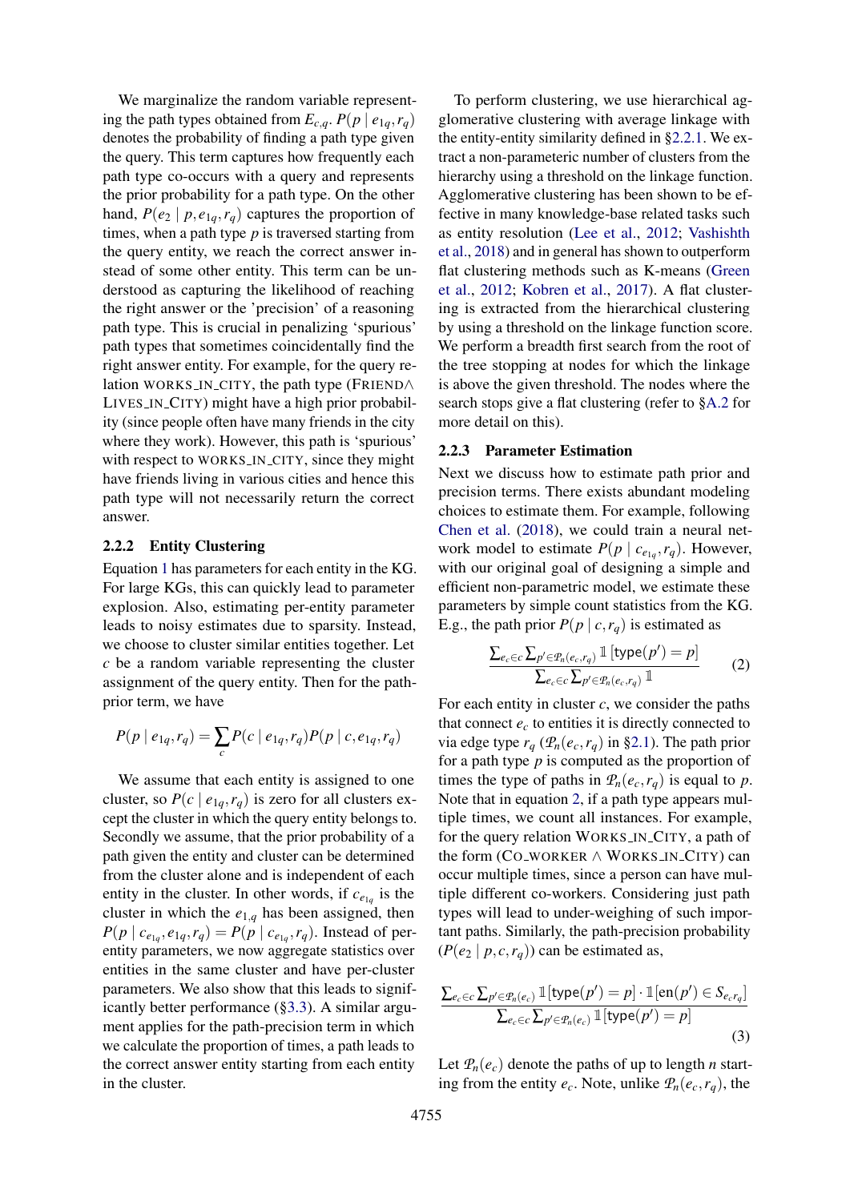We marginalize the random variable representing the path types obtained from $E_{c,q}$. $P(p \mid e_{1q}, r_q)$ denotes the probability of finding a path type given the query. This term captures how frequently each path type co-occurs with a query and represents the prior probability for a path type. On the other hand, $P(e_2 \mid p, e_{1q}, r_q)$ captures the proportion of times, when a path type $p$ is traversed starting from the query entity, we reach the correct answer instead of some other entity. This term can be understood as capturing the likelihood of reaching the right answer or the 'precision' of a reasoning path type. This is crucial in penalizing 'spurious' path types that sometimes coincidentally find the right answer entity. For example, for the query relation WORKS_IN_CITY, the path type (FRIEND$\wedge$ LIVES_IN_CITY) might have a high prior probability (since people often have many friends in the city where they work). However, this path is 'spurious' with respect to WORKS_IN_CITY, since they might have friends living in various cities and hence this path type will not necessarily return the correct answer.

### 2.2.2 Entity Clustering

Equation 1 has parameters for each entity in the KG. For large KGs, this can quickly lead to parameter explosion. Also, estimating per-entity parameter leads to noisy estimates due to sparsity. Instead, we choose to cluster similar entities together. Let $c$ be a random variable representing the cluster assignment of the query entity. Then for the path-prior term, we have

$$P(p \mid e_{1q}, r_q) = \sum_{c} P(c \mid e_{1q}, r_q) P(p \mid c, e_{1q}, r_q)$$

We assume that each entity is assigned to one cluster, so $P(c \mid e_{1q}, r_q)$ is zero for all clusters except the cluster in which the query entity belongs to. Secondly we assume, that the prior probability of a path given the entity and cluster can be determined from the cluster alone and is independent of each entity in the cluster. In other words, if $c_{e_{1q}}$ is the cluster in which the $e_{1,q}$ has been assigned, then $P(p \mid c_{e_{1q}}, e_{1q}, r_q) = P(p \mid c_{e_{1q}}, r_q)$. Instead of per-entity parameters, we now aggregate statistics over entities in the same cluster and have per-cluster parameters. We also show that this leads to significantly better performance (§3.3). A similar argument applies for the path-precision term in which we calculate the proportion of times, a path leads to the correct answer entity starting from each entity in the cluster.

To perform clustering, we use hierarchical agglomerative clustering with average linkage with the entity-entity similarity defined in §2.2.1. We extract a non-parametric number of clusters from the hierarchy using a threshold on the linkage function. Agglomerative clustering has been shown to be effective in many knowledge-base related tasks such as entity resolution (Lee et al., 2012; Vashishth et al., 2018) and in general has shown to outperform flat clustering methods such as K-means (Green et al., 2012; Kobren et al., 2017). A flat clustering is extracted from the hierarchical clustering by using a threshold on the linkage function score. We perform a breadth first search from the root of the tree stopping at nodes for which the linkage is above the given threshold. The nodes where the search stops give a flat clustering (refer to §A.2 for more detail on this).

### 2.2.3 Parameter Estimation

Next we discuss how to estimate path prior and precision terms. There exists abundant modeling choices to estimate them. For example, following Chen et al. (2018), we could train a neural network model to estimate $P(p \mid c_{e_{1q}}, r_q)$. However, with our original goal of designing a simple and efficient non-parametric model, we estimate these parameters by simple count statistics from the KG. E.g., the path prior $P(p \mid c, r_q)$ is estimated as

$$\frac{\sum_{e_c \in c} \sum_{p' \in \mathcal{P}_n(e_c, r_q)} \mathbb{1}\left[\mathsf{type}(p') = p\right]}{\sum_{e_c \in c} \sum_{p' \in \mathcal{P}_n(e_c, r_q)} \mathbb{1}} \tag{2}$$

For each entity in cluster $c$, we consider the paths that connect $e_c$ to entities it is directly connected to via edge type $r_q$ ($\mathcal{P}_n(e_c, r_q)$ in §2.1). The path prior for a path type $p$ is computed as the proportion of times the type of paths in $\mathcal{P}_n(e_c, r_q)$ is equal to $p$. Note that in equation 2, if a path type appears multiple times, we count all instances. For example, for the query relation WORKS_IN_CITY, a path of the form (CO_WORKER $\wedge$ WORKS_IN_CITY) can occur multiple times, since a person can have multiple different co-workers. Considering just path types will lead to under-weighing of such important paths. Similarly, the path-precision probability ($P(e_2 \mid p, c, r_q)$) can be estimated as,

$$\frac{\sum_{e_c \in c} \sum_{p' \in \mathcal{P}_n(e_c)} \mathbb{1}\left[\mathsf{type}(p') = p\right] \cdot \mathbb{1}\left[\mathsf{en}(p') \in S_{e_c r_q}\right]}{\sum_{e_c \in c} \sum_{p' \in \mathcal{P}_n(e_c)} \mathbb{1}\left[\mathsf{type}(p') = p\right]} \tag{3}$$

Let $\mathcal{P}_n(e_c)$ denote the paths of up to length $n$ starting from the entity $e_c$. Note, unlike $\mathcal{P}_n(e_c, r_q)$, the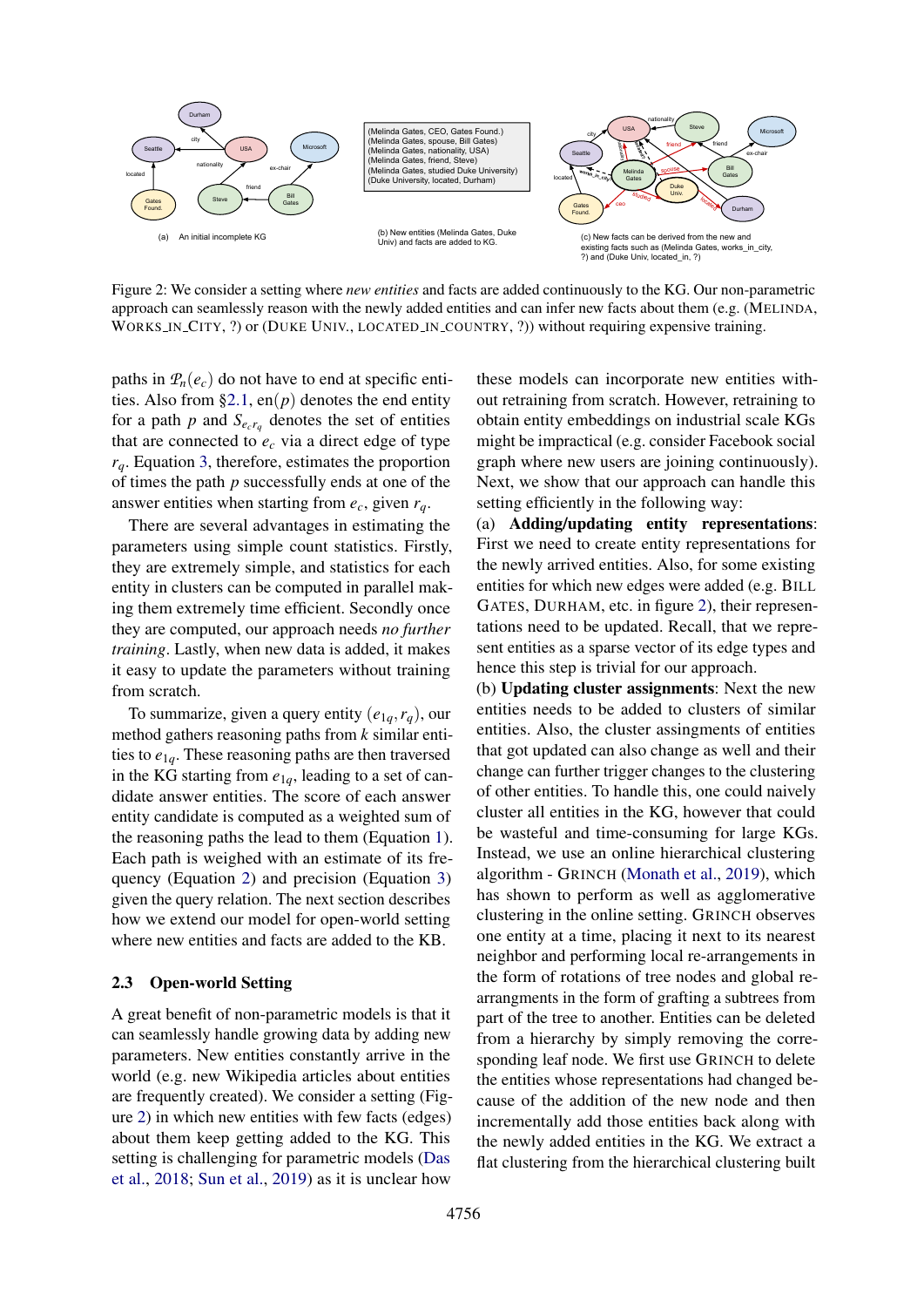(a) An initial incomplete KG

(Melinda Gates, CEO, Gates Found.)
(Melinda Gates, spouse, Bill Gates)
(Melinda Gates, nationality, USA)
(Melinda Gates, friend, Steve)
(Melinda Gates, studied Duke University)
(Duke University, located, Durham)

(b) New entities (Melinda Gates, Duke Univ) and facts are added to KG.

(c) New facts can be derived from the new and existing facts such as (Melinda Gates, works_in_city, ?) and (Duke Univ, located_in, ?)

Figure 2: We consider a setting where *new entities* and facts are added continuously to the KG. Our non-parametric approach can seamlessly reason with the newly added entities and can infer new facts about them (e.g. (MELINDA, WORKS_IN_CITY, ?) or (DUKE UNIV., LOCATED_IN_COUNTRY, ?)) without requiring expensive training.

paths in $\mathcal{P}_n(e_c)$ do not have to end at specific entities. Also from §2.1, en($p$) denotes the end entity for a path $p$ and $S_{e_c r_q}$ denotes the set of entities that are connected to $e_c$ via a direct edge of type $r_q$. Equation 3, therefore, estimates the proportion of times the path $p$ successfully ends at one of the answer entities when starting from $e_c$, given $r_q$.

There are several advantages in estimating the parameters using simple count statistics. Firstly, they are extremely simple, and statistics for each entity in clusters can be computed in parallel making them extremely time efficient. Secondly once they are computed, our approach needs *no further training*. Lastly, when new data is added, it makes it easy to update the parameters without training from scratch.

To summarize, given a query entity $(e_{1q}, r_q)$, our method gathers reasoning paths from $k$ similar entities to $e_{1q}$. These reasoning paths are then traversed in the KG starting from $e_{1q}$, leading to a set of candidate answer entities. The score of each answer entity candidate is computed as a weighted sum of the reasoning paths the lead to them (Equation 1). Each path is weighed with an estimate of its frequency (Equation 2) and precision (Equation 3) given the query relation. The next section describes how we extend our model for open-world setting where new entities and facts are added to the KB.

### 2.3 Open-world Setting

A great benefit of non-parametric models is that it can seamlessly handle growing data by adding new parameters. New entities constantly arrive in the world (e.g. new Wikipedia articles about entities are frequently created). We consider a setting (Figure 2) in which new entities with few facts (edges) about them keep getting added to the KG. This setting is challenging for parametric models (Das et al., 2018; Sun et al., 2019) as it is unclear how these models can incorporate new entities without retraining from scratch. However, retraining to obtain entity embeddings on industrial scale KGs might be impractical (e.g. consider Facebook social graph where new users are joining continuously). Next, we show that our approach can handle this setting efficiently in the following way:

(a) **Adding/updating entity representations**: First we need to create entity representations for the newly arrived entities. Also, for some existing entities for which new edges were added (e.g. BILL GATES, DURHAM, etc. in figure 2), their representations need to be updated. Recall, that we represent entities as a sparse vector of its edge types and hence this step is trivial for our approach.

(b) **Updating cluster assignments**: Next the new entities needs to be added to clusters of similar entities. Also, the cluster assingments of entities that got updated can also change as well and their change can further trigger changes to the clustering of other entities. To handle this, one could naively cluster all entities in the KG, however that could be wasteful and time-consuming for large KGs. Instead, we use an online hierarchical clustering algorithm - GRINCH (Monath et al., 2019), which has shown to perform as well as agglomerative clustering in the online setting. GRINCH observes one entity at a time, placing it next to its nearest neighbor and performing local re-arrangements in the form of rotations of tree nodes and global rearrangments in the form of grafting a subtrees from part of the tree to another. Entities can be deleted from a hierarchy by simply removing the corresponding leaf node. We first use GRINCH to delete the entities whose representations had changed because of the addition of the new node and then incrementally add those entities back along with the newly added entities in the KG. We extract a flat clustering from the hierarchical clustering built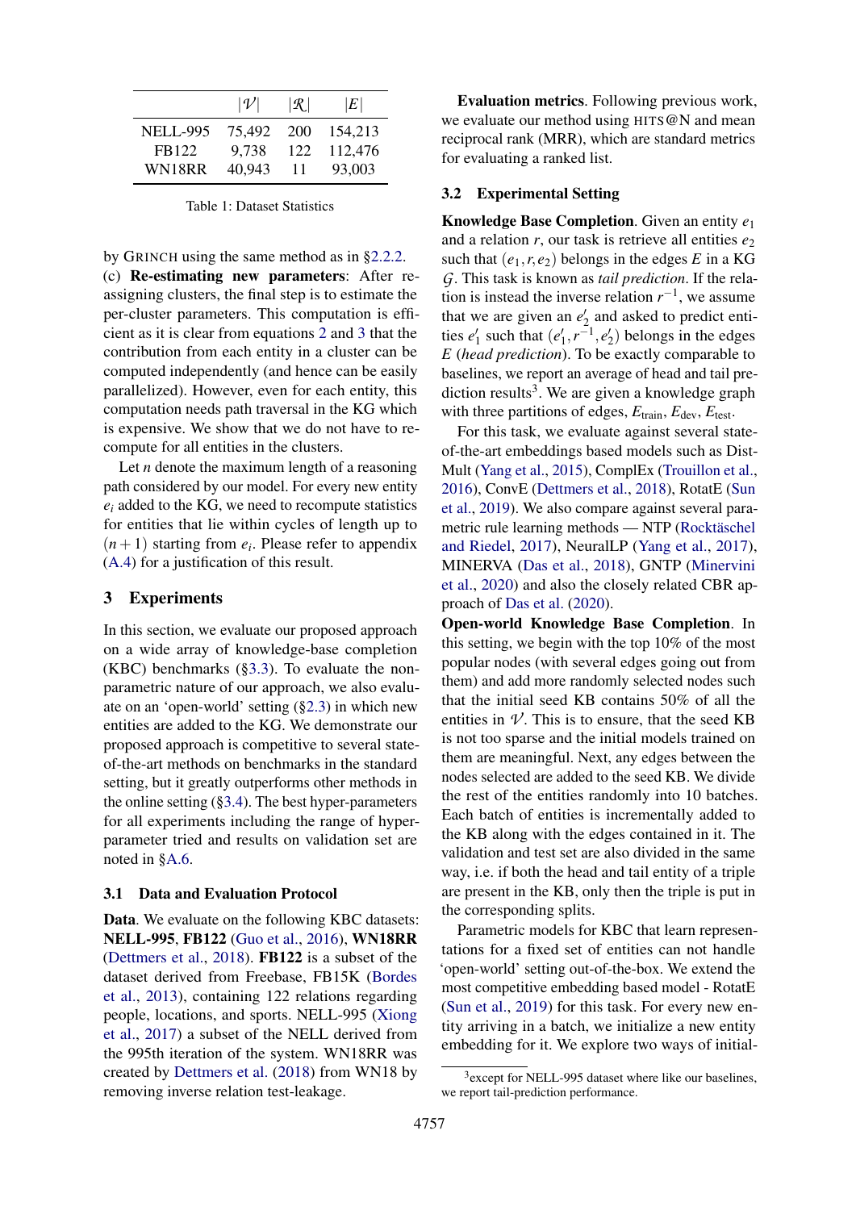|  | $\|\mathcal{V}\|$ | $\|\mathcal{R}\|$ | $\|E\|$ |
|---|---|---|---|
| NELL-995 | 75,492 | 200 | 154,213 |
| FB122 | 9,738 | 122 | 112,476 |
| WN18RR | 40,943 | 11 | 93,003 |

Table 1: Dataset Statistics

by GRINCH using the same method as in §2.2.2.

(c) **Re-estimating new parameters**: After re-assigning clusters, the final step is to estimate the per-cluster parameters. This computation is efficient as it is clear from equations 2 and 3 that the contribution from each entity in a cluster can be computed independently (and hence can be easily parallelized). However, even for each entity, this computation needs path traversal in the KG which is expensive. We show that we do not have to re-compute for all entities in the clusters.

Let $n$ denote the maximum length of a reasoning path considered by our model. For every new entity $e_i$ added to the KG, we need to recompute statistics for entities that lie within cycles of length up to $(n+1)$ starting from $e_i$. Please refer to appendix (A.4) for a justification of this result.

## 3 Experiments

In this section, we evaluate our proposed approach on a wide array of knowledge-base completion (KBC) benchmarks (§3.3). To evaluate the non-parametric nature of our approach, we also evaluate on an 'open-world' setting (§2.3) in which new entities are added to the KG. We demonstrate our proposed approach is competitive to several state-of-the-art methods on benchmarks in the standard setting, but it greatly outperforms other methods in the online setting (§3.4). The best hyper-parameters for all experiments including the range of hyper-parameter tried and results on validation set are noted in §A.6.

### 3.1 Data and Evaluation Protocol

**Data**. We evaluate on the following KBC datasets: **NELL-995**, **FB122** (Guo et al., 2016), **WN18RR** (Dettmers et al., 2018). **FB122** is a subset of the dataset derived from Freebase, FB15K (Bordes et al., 2013), containing 122 relations regarding people, locations, and sports. NELL-995 (Xiong et al., 2017) a subset of the NELL derived from the 995th iteration of the system. WN18RR was created by Dettmers et al. (2018) from WN18 by removing inverse relation test-leakage.

**Evaluation metrics**. Following previous work, we evaluate our method using HITS@N and mean reciprocal rank (MRR), which are standard metrics for evaluating a ranked list.

### 3.2 Experimental Setting

**Knowledge Base Completion**. Given an entity $e_1$ and a relation $r$, our task is retrieve all entities $e_2$ such that $(e_1, r, e_2)$ belongs in the edges $E$ in a KG $\mathcal{G}$. This task is known as *tail prediction*. If the relation is instead the inverse relation $r^{-1}$, we assume that we are given an $e_2'$ and asked to predict entities $e_1'$ such that $(e_1', r^{-1}, e_2')$ belongs in the edges $E$ (*head prediction*). To be exactly comparable to baselines, we report an average of head and tail prediction results[3]. We are given a knowledge graph with three partitions of edges, $E_{\text{train}}$, $E_{\text{dev}}$, $E_{\text{test}}$.

For this task, we evaluate against several state-of-the-art embeddings based models such as DistMult (Yang et al., 2015), ComplEx (Trouillon et al., 2016), ConvE (Dettmers et al., 2018), RotatE (Sun et al., 2019). We also compare against several parametric rule learning methods — NTP (Rocktäschel and Riedel, 2017), NeuralLP (Yang et al., 2017), MINERVA (Das et al., 2018), GNTP (Minervini et al., 2020) and also the closely related CBR approach of Das et al. (2020).

**Open-world Knowledge Base Completion**. In this setting, we begin with the top 10% of the most popular nodes (with several edges going out from them) and add more randomly selected nodes such that the initial seed KB contains 50% of all the entities in $\mathcal{V}$. This is to ensure, that the seed KB is not too sparse and the initial models trained on them are meaningful. Next, any edges between the nodes selected are added to the seed KB. We divide the rest of the entities randomly into 10 batches. Each batch of entities is incrementally added to the KB along with the edges contained in it. The validation and test set are also divided in the same way, i.e. if both the head and tail entity of a triple are present in the KB, only then the triple is put in the corresponding splits.

Parametric models for KBC that learn representations for a fixed set of entities can not handle 'open-world' setting out-of-the-box. We extend the most competitive embedding based model - RotatE (Sun et al., 2019) for this task. For every new entity arriving in a batch, we initialize a new entity embedding for it. We explore two ways of initial-

[3] except for NELL-995 dataset where like our baselines, we report tail-prediction performance.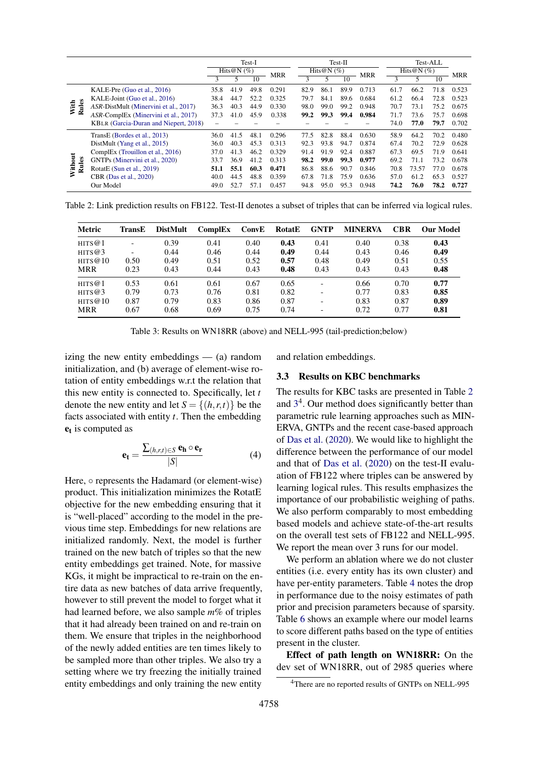|  |  | Test-I |  |  |  | Test-II |  |  |  | Test-ALL |  |  |  |
|---|---|---|---|---|---|---|---|---|---|---|---|---|---|
|  |  | Hits@N (%) |  |  | MRR | Hits@N (%) |  |  | MRR | Hits@N (%) |  |  | MRR |
|  |  | 3 | 5 | 10 |  | 3 | 5 | 10 |  | 3 | 5 | 10 |  |
| With Rules | KALE-Pre (Guo et al., 2016) | 35.8 | 41.9 | 49.8 | 0.291 | 82.9 | 86.1 | 89.9 | 0.713 | 61.7 | 66.2 | 71.8 | 0.523 |
|  | KALE-Joint (Guo et al., 2016) | 38.4 | 44.7 | 52.2 | 0.325 | 79.7 | 84.1 | 89.6 | 0.684 | 61.2 | 66.4 | 72.8 | 0.523 |
|  | *ASR*-DistMult (Minervini et al., 2017) | 36.3 | 40.3 | 44.9 | 0.330 | 98.0 | 99.0 | 99.2 | 0.948 | 70.7 | 73.1 | 75.2 | 0.675 |
|  | *ASR*-ComplEx (Minervini et al., 2017) | 37.3 | 41.0 | 45.9 | 0.338 | **99.2** | **99.3** | **99.4** | **0.984** | 71.7 | 73.6 | 75.7 | 0.698 |
|  | KBLR (Garcia-Duran and Niepert, 2018) | – | – | – | – | – | – | – | – | 74.0 | **77.0** | **79.7** | 0.702 |
| Without Rules | TransE (Bordes et al., 2013) | 36.0 | 41.5 | 48.1 | 0.296 | 77.5 | 82.8 | 88.4 | 0.630 | 58.9 | 64.2 | 70.2 | 0.480 |
|  | DistMult (Yang et al., 2015) | 36.0 | 40.3 | 45.3 | 0.313 | 92.3 | 93.8 | 94.7 | 0.874 | 67.4 | 70.2 | 72.9 | 0.628 |
|  | ComplEx (Trouillon et al., 2016) | 37.0 | 41.3 | 46.2 | 0.329 | 91.4 | 91.9 | 92.4 | 0.887 | 67.3 | 69.5 | 71.9 | 0.641 |
|  | GNTPs (Minervini et al., 2020) | 33.7 | 36.9 | 41.2 | 0.313 | **98.2** | **99.0** | **99.3** | **0.977** | 69.2 | 71.1 | 73.2 | 0.678 |
|  | RotatE (Sun et al., 2019) | **51.1** | **55.1** | **60.3** | **0.471** | 86.8 | 88.6 | 90.7 | 0.846 | 70.8 | 73.57 | 77.0 | 0.678 |
|  | CBR (Das et al., 2020) | 40.0 | 44.5 | 48.8 | 0.359 | 67.8 | 71.8 | 75.9 | 0.636 | 57.0 | 61.2 | 65.3 | 0.527 |
|  | Our Model | 49.0 | 52.7 | 57.1 | 0.457 | 94.8 | 95.0 | 95.3 | 0.948 | **74.2** | **76.0** | **78.2** | **0.727** |

Table 2: Link prediction results on FB122. Test-II denotes a subset of triples that can be inferred via logical rules.

| Metric | TransE | DistMult | ComplEx | ConvE | RotatE | GNTP | MINERVA | CBR | Our Model |
|---|---|---|---|---|---|---|---|---|---|
| HITS@1 | - | 0.39 | 0.41 | 0.40 | **0.43** | 0.41 | 0.40 | 0.38 | **0.43** |
| HITS@3 | - | 0.44 | 0.46 | 0.44 | **0.49** | 0.44 | 0.43 | 0.46 | **0.49** |
| HITS@10 | 0.50 | 0.49 | 0.51 | 0.52 | **0.57** | 0.48 | 0.49 | 0.51 | 0.55 |
| MRR | 0.23 | 0.43 | 0.44 | 0.43 | **0.48** | 0.43 | 0.43 | 0.43 | **0.48** |
| HITS@1 | 0.53 | 0.61 | 0.61 | 0.67 | 0.65 | - | 0.66 | 0.70 | **0.77** |
| HITS@3 | 0.79 | 0.73 | 0.76 | 0.81 | 0.82 | - | 0.77 | 0.83 | **0.85** |
| HITS@10 | 0.87 | 0.79 | 0.83 | 0.86 | 0.87 | - | 0.83 | 0.87 | **0.89** |
| MRR | 0.67 | 0.68 | 0.69 | 0.75 | 0.74 | - | 0.72 | 0.77 | **0.81** |

Table 3: Results on WN18RR (above) and NELL-995 (tail-prediction;below)

izing the new entity embeddings — (a) random initialization, and (b) average of element-wise rotation of entity embeddings w.r.t the relation that this new entity is connected to. Specifically, let $t$ denote the new entity and let $S = \{(h,r,t)\}$ be the facts associated with entity $t$. Then the embedding $\mathbf{e_t}$ is computed as

$$\mathbf{e_t} = \frac{\sum_{(h,r,t)\in S} \mathbf{e_h} \circ \mathbf{e_r}}{|S|} \quad (4)$$

Here, $\circ$ represents the Hadamard (or element-wise) product. This initialization minimizes the RotatE objective for the new embedding ensuring that it is "well-placed" according to the model in the previous time step. Embeddings for new relations are initialized randomly. Next, the model is further trained on the new batch of triples so that the new entity embeddings get trained. Note, for massive KGs, it might be impractical to re-train on the entire data as new batches of data arrive frequently, however to still prevent the model to forget what it had learned before, we also sample $m$% of triples that it had already been trained on and re-train on them. We ensure that triples in the neighborhood of the newly added entities are ten times likely to be sampled more than other triples. We also try a setting where we try freezing the initially trained entity embeddings and only training the new entity and relation embeddings.

### 3.3 Results on KBC benchmarks

The results for KBC tasks are presented in Table 2 and 3[4]. Our method does significantly better than parametric rule learning approaches such as MINERVA, GNTPs and the recent case-based approach of Das et al. (2020). We would like to highlight the difference between the performance of our model and that of Das et al. (2020) on the test-II evaluation of FB122 where triples can be answered by learning logical rules. This results emphasizes the importance of our probabilistic weighing of paths. We also perform comparably to most embedding based models and achieve state-of-the-art results on the overall test sets of FB122 and NELL-995. We report the mean over 3 runs for our model.

We perform an ablation where we do not cluster entities (i.e. every entity has its own cluster) and have per-entity parameters. Table 4 notes the drop in performance due to the noisy estimates of path prior and precision parameters because of sparsity. Table 6 shows an example where our model learns to score different paths based on the type of entities present in the cluster.

**Effect of path length on WN18RR:** On the dev set of WN18RR, out of 2985 queries where

[4]There are no reported results of GNTPs on NELL-995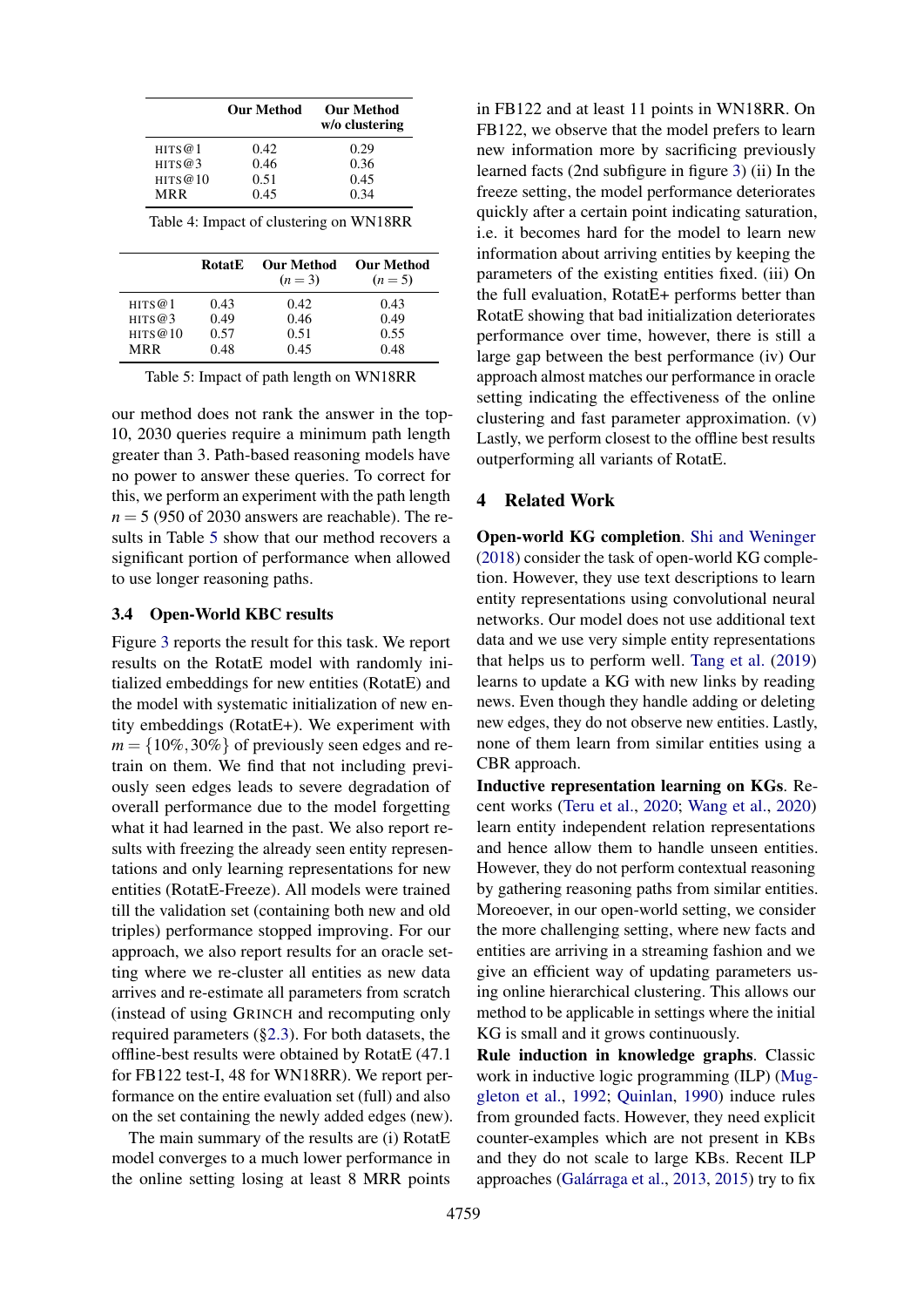|  | Our Method | Our Method w/o clustering |
|---|---|---|
| HITS@1 | 0.42 | 0.29 |
| HITS@3 | 0.46 | 0.36 |
| HITS@10 | 0.51 | 0.45 |
| MRR | 0.45 | 0.34 |

Table 4: Impact of clustering on WN18RR

|  | RotatE | Our Method ($n=3$) | Our Method ($n=5$) |
|---|---|---|---|
| HITS@1 | 0.43 | 0.42 | 0.43 |
| HITS@3 | 0.49 | 0.46 | 0.49 |
| HITS@10 | 0.57 | 0.51 | 0.55 |
| MRR | 0.48 | 0.45 | 0.48 |

Table 5: Impact of path length on WN18RR

our method does not rank the answer in the top-10, 2030 queries require a minimum path length greater than 3. Path-based reasoning models have no power to answer these queries. To correct for this, we perform an experiment with the path length $n = 5$ (950 of 2030 answers are reachable). The results in Table 5 show that our method recovers a significant portion of performance when allowed to use longer reasoning paths.

### 3.4 Open-World KBC results

Figure 3 reports the result for this task. We report results on the RotatE model with randomly initialized embeddings for new entities (RotatE) and the model with systematic initialization of new entity embeddings (RotatE+). We experiment with $m = \{10\%, 30\%\}$ of previously seen edges and retrain on them. We find that not including previously seen edges leads to severe degradation of overall performance due to the model forgetting what it had learned in the past. We also report results with freezing the already seen entity representations and only learning representations for new entities (RotatE-Freeze). All models were trained till the validation set (containing both new and old triples) performance stopped improving. For our approach, we also report results for an oracle setting where we re-cluster all entities as new data arrives and re-estimate all parameters from scratch (instead of using GRINCH and recomputing only required parameters (§2.3). For both datasets, the offline-best results were obtained by RotatE (47.1 for FB122 test-I, 48 for WN18RR). We report performance on the entire evaluation set (full) and also on the set containing the newly added edges (new).

The main summary of the results are (i) RotatE model converges to a much lower performance in the online setting losing at least 8 MRR points in FB122 and at least 11 points in WN18RR. On FB122, we observe that the model prefers to learn new information more by sacrificing previously learned facts (2nd subfigure in figure 3) (ii) In the freeze setting, the model performance deteriorates quickly after a certain point indicating saturation, i.e. it becomes hard for the model to learn new information about arriving entities by keeping the parameters of the existing entities fixed. (iii) On the full evaluation, RotatE+ performs better than RotatE showing that bad initialization deteriorates performance over time, however, there is still a large gap between the best performance (iv) Our approach almost matches our performance in oracle setting indicating the effectiveness of the online clustering and fast parameter approximation. (v) Lastly, we perform closest to the offline best results outperforming all variants of RotatE.

## 4 Related Work

**Open-world KG completion**. Shi and Weninger (2018) consider the task of open-world KG completion. However, they use text descriptions to learn entity representations using convolutional neural networks. Our model does not use additional text data and we use very simple entity representations that helps us to perform well. Tang et al. (2019) learns to update a KG with new links by reading news. Even though they handle adding or deleting new edges, they do not observe new entities. Lastly, none of them learn from similar entities using a CBR approach.

**Inductive representation learning on KGs**. Recent works (Teru et al., 2020; Wang et al., 2020) learn entity independent relation representations and hence allow them to handle unseen entities. However, they do not perform contextual reasoning by gathering reasoning paths from similar entities. Moreoever, in our open-world setting, we consider the more challenging setting, where new facts and entities are arriving in a streaming fashion and we give an efficient way of updating parameters using online hierarchical clustering. This allows our method to be applicable in settings where the initial KG is small and it grows continuously.

**Rule induction in knowledge graphs**. Classic work in inductive logic programming (ILP) (Muggleton et al., 1992; Quinlan, 1990) induce rules from grounded facts. However, they need explicit counter-examples which are not present in KBs and they do not scale to large KBs. Recent ILP approaches (Galárraga et al., 2013, 2015) try to fix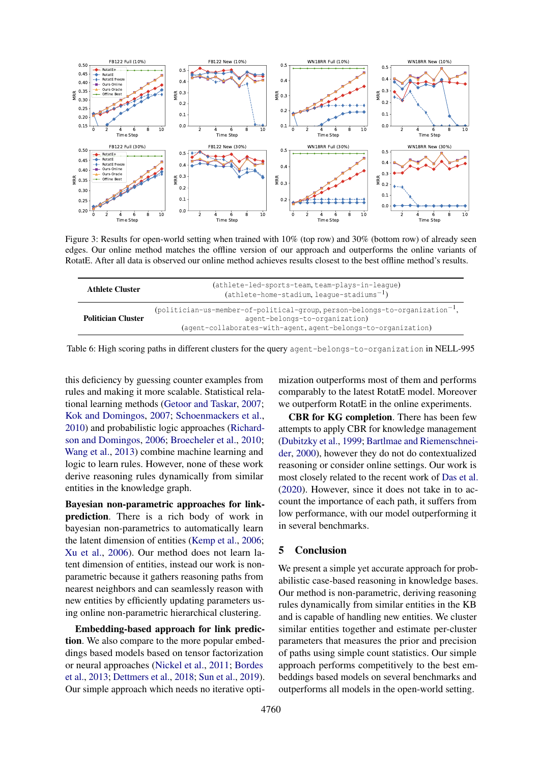Figure 3: Results for open-world setting when trained with 10% (top row) and 30% (bottom row) of already seen edges. Our online method matches the offline version of our approach and outperforms the online variants of RotatE. After all data is observed our online method achieves results closest to the best offline method's results.

| | |
|---|---|
| **Athlete Cluster** | (athlete-led-sports-team, team-plays-in-league)<br>(athlete-home-stadium, league-stadiums$^{-1}$) |
| **Politician Cluster** | (politician-us-member-of-political-group, person-belongs-to-organization$^{-1}$, agent-belongs-to-organization)<br>(agent-collaborates-with-agent, agent-belongs-to-organization) |

Table 6: High scoring paths in different clusters for the query agent-belongs-to-organization in NELL-995

this deficiency by guessing counter examples from rules and making it more scalable. Statistical relational learning methods (Getoor and Taskar, 2007; Kok and Domingos, 2007; Schoenmackers et al., 2010) and probabilistic logic approaches (Richardson and Domingos, 2006; Broecheler et al., 2010; Wang et al., 2013) combine machine learning and logic to learn rules. However, none of these work derive reasoning rules dynamically from similar entities in the knowledge graph.

**Bayesian non-parametric approaches for link-prediction**. There is a rich body of work in bayesian non-parametrics to automatically learn the latent dimension of entities (Kemp et al., 2006; Xu et al., 2006). Our method does not learn latent dimension of entities, instead our work is non-parametric because it gathers reasoning paths from nearest neighbors and can seamlessly reason with new entities by efficiently updating parameters using online non-parametric hierarchical clustering.

**Embedding-based approach for link prediction**. We also compare to the more popular embeddings based models based on tensor factorization or neural approaches (Nickel et al., 2011; Bordes et al., 2013; Dettmers et al., 2018; Sun et al., 2019). Our simple approach which needs no iterative optimization outperforms most of them and performs comparably to the latest RotatE model. Moreover we outperform RotatE in the online experiments.

**CBR for KG completion**. There has been few attempts to apply CBR for knowledge management (Dubitzky et al., 1999; Bartlmae and Riemenschneider, 2000), however they do not do contextualized reasoning or consider online settings. Our work is most closely related to the recent work of Das et al. (2020). However, since it does not take in to account the importance of each path, it suffers from low performance, with our model outperforming it in several benchmarks.

## 5 Conclusion

We present a simple yet accurate approach for probabilistic case-based reasoning in knowledge bases. Our method is non-parametric, deriving reasoning rules dynamically from similar entities in the KB and is capable of handling new entities. We cluster similar entities together and estimate per-cluster parameters that measures the prior and precision of paths using simple count statistics. Our simple approach performs competitively to the best embeddings based models on several benchmarks and outperforms all models in the open-world setting.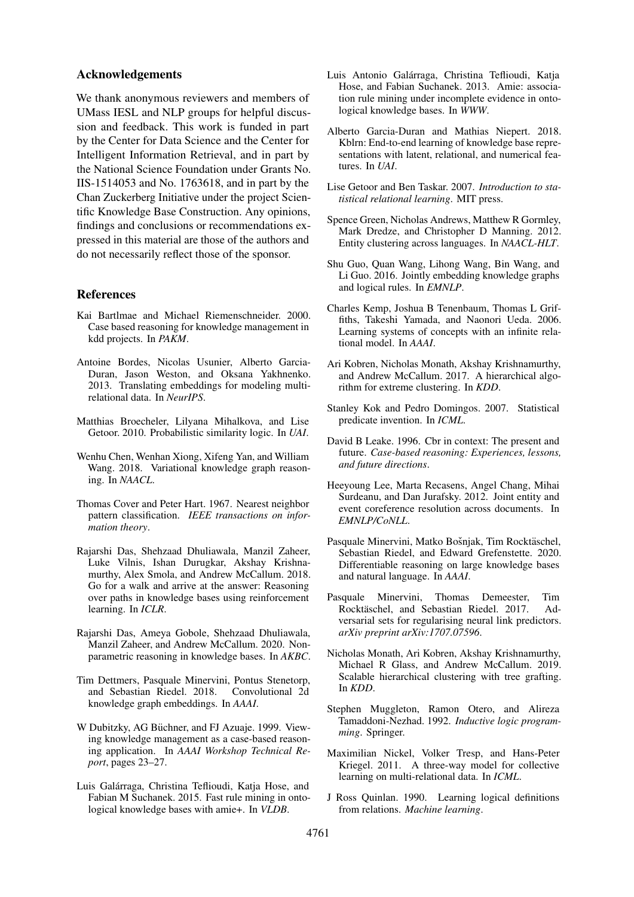## Acknowledgements

We thank anonymous reviewers and members of UMass IESL and NLP groups for helpful discussion and feedback. This work is funded in part by the Center for Data Science and the Center for Intelligent Information Retrieval, and in part by the National Science Foundation under Grants No. IIS-1514053 and No. 1763618, and in part by the Chan Zuckerberg Initiative under the project Scientific Knowledge Base Construction. Any opinions, findings and conclusions or recommendations expressed in this material are those of the authors and do not necessarily reflect those of the sponsor.

## References

Kai Bartlmae and Michael Riemenschneider. 2000. Case based reasoning for knowledge management in kdd projects. In *PAKM*.

Antoine Bordes, Nicolas Usunier, Alberto Garcia-Duran, Jason Weston, and Oksana Yakhnenko. 2013. Translating embeddings for modeling multi-relational data. In *NeurIPS*.

Matthias Broecheler, Lilyana Mihalkova, and Lise Getoor. 2010. Probabilistic similarity logic. In *UAI*.

Wenhu Chen, Wenhan Xiong, Xifeng Yan, and William Wang. 2018. Variational knowledge graph reasoning. In *NAACL*.

Thomas Cover and Peter Hart. 1967. Nearest neighbor pattern classification. *IEEE transactions on information theory*.

Rajarshi Das, Shehzaad Dhuliawala, Manzil Zaheer, Luke Vilnis, Ishan Durugkar, Akshay Krishnamurthy, Alex Smola, and Andrew McCallum. 2018. Go for a walk and arrive at the answer: Reasoning over paths in knowledge bases using reinforcement learning. In *ICLR*.

Rajarshi Das, Ameya Gobole, Shehzaad Dhuliawala, Manzil Zaheer, and Andrew McCallum. 2020. Non-parametric reasoning in knowledge bases. In *AKBC*.

Tim Dettmers, Pasquale Minervini, Pontus Stenetorp, and Sebastian Riedel. 2018. Convolutional 2d knowledge graph embeddings. In *AAAI*.

W Dubitzky, AG Büchner, and FJ Azuaje. 1999. Viewing knowledge management as a case-based reasoning application. In *AAAI Workshop Technical Report*, pages 23–27.

Luis Galárraga, Christina Teflioudi, Katja Hose, and Fabian M Suchanek. 2015. Fast rule mining in ontological knowledge bases with amie+. In *VLDB*.

Luis Antonio Galárraga, Christina Teflioudi, Katja Hose, and Fabian Suchanek. 2013. Amie: association rule mining under incomplete evidence in ontological knowledge bases. In *WWW*.

Alberto Garcia-Duran and Mathias Niepert. 2018. Kblrn: End-to-end learning of knowledge base representations with latent, relational, and numerical features. In *UAI*.

Lise Getoor and Ben Taskar. 2007. *Introduction to statistical relational learning*. MIT press.

Spence Green, Nicholas Andrews, Matthew R Gormley, Mark Dredze, and Christopher D Manning. 2012. Entity clustering across languages. In *NAACL-HLT*.

Shu Guo, Quan Wang, Lihong Wang, Bin Wang, and Li Guo. 2016. Jointly embedding knowledge graphs and logical rules. In *EMNLP*.

Charles Kemp, Joshua B Tenenbaum, Thomas L Griffiths, Takeshi Yamada, and Naonori Ueda. 2006. Learning systems of concepts with an infinite relational model. In *AAAI*.

Ari Kobren, Nicholas Monath, Akshay Krishnamurthy, and Andrew McCallum. 2017. A hierarchical algorithm for extreme clustering. In *KDD*.

Stanley Kok and Pedro Domingos. 2007. Statistical predicate invention. In *ICML*.

David B Leake. 1996. Cbr in context: The present and future. *Case-based reasoning: Experiences, lessons, and future directions*.

Heeyoung Lee, Marta Recasens, Angel Chang, Mihai Surdeanu, and Dan Jurafsky. 2012. Joint entity and event coreference resolution across documents. In *EMNLP/CoNLL*.

Pasquale Minervini, Matko Bošnjak, Tim Rocktäschel, Sebastian Riedel, and Edward Grefenstette. 2020. Differentiable reasoning on large knowledge bases and natural language. In *AAAI*.

Pasquale Minervini, Thomas Demeester, Tim Rocktäschel, and Sebastian Riedel. 2017. Adversarial sets for regularising neural link predictors. *arXiv preprint arXiv:1707.07596*.

Nicholas Monath, Ari Kobren, Akshay Krishnamurthy, Michael R Glass, and Andrew McCallum. 2019. Scalable hierarchical clustering with tree grafting. In *KDD*.

Stephen Muggleton, Ramon Otero, and Alireza Tamaddoni-Nezhad. 1992. *Inductive logic programming*. Springer.

Maximilian Nickel, Volker Tresp, and Hans-Peter Kriegel. 2011. A three-way model for collective learning on multi-relational data. In *ICML*.

J Ross Quinlan. 1990. Learning logical definitions from relations. *Machine learning*.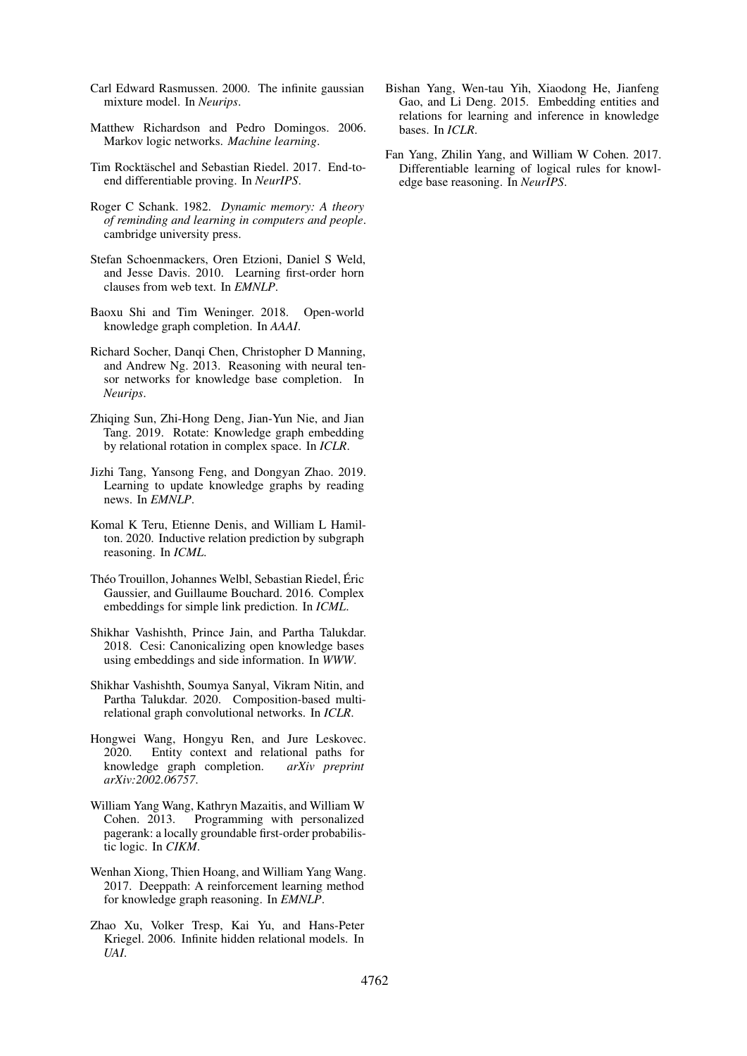Carl Edward Rasmussen. 2000. The infinite gaussian mixture model. In *Neurips*.

Matthew Richardson and Pedro Domingos. 2006. Markov logic networks. *Machine learning*.

Tim Rocktäschel and Sebastian Riedel. 2017. End-to-end differentiable proving. In *NeurIPS*.

Roger C Schank. 1982. *Dynamic memory: A theory of reminding and learning in computers and people*. cambridge university press.

Stefan Schoenmackers, Oren Etzioni, Daniel S Weld, and Jesse Davis. 2010. Learning first-order horn clauses from web text. In *EMNLP*.

Baoxu Shi and Tim Weninger. 2018. Open-world knowledge graph completion. In *AAAI*.

Richard Socher, Danqi Chen, Christopher D Manning, and Andrew Ng. 2013. Reasoning with neural tensor networks for knowledge base completion. In *Neurips*.

Zhiqing Sun, Zhi-Hong Deng, Jian-Yun Nie, and Jian Tang. 2019. Rotate: Knowledge graph embedding by relational rotation in complex space. In *ICLR*.

Jizhi Tang, Yansong Feng, and Dongyan Zhao. 2019. Learning to update knowledge graphs by reading news. In *EMNLP*.

Komal K Teru, Etienne Denis, and William L Hamilton. 2020. Inductive relation prediction by subgraph reasoning. In *ICML*.

Théo Trouillon, Johannes Welbl, Sebastian Riedel, Éric Gaussier, and Guillaume Bouchard. 2016. Complex embeddings for simple link prediction. In *ICML*.

Shikhar Vashishth, Prince Jain, and Partha Talukdar. 2018. Cesi: Canonicalizing open knowledge bases using embeddings and side information. In *WWW*.

Shikhar Vashishth, Soumya Sanyal, Vikram Nitin, and Partha Talukdar. 2020. Composition-based multi-relational graph convolutional networks. In *ICLR*.

Hongwei Wang, Hongyu Ren, and Jure Leskovec. 2020. Entity context and relational paths for knowledge graph completion. *arXiv preprint arXiv:2002.06757*.

William Yang Wang, Kathryn Mazaitis, and William W Cohen. 2013. Programming with personalized pagerank: a locally groundable first-order probabilistic logic. In *CIKM*.

Wenhan Xiong, Thien Hoang, and William Yang Wang. 2017. Deeppath: A reinforcement learning method for knowledge graph reasoning. In *EMNLP*.

Zhao Xu, Volker Tresp, Kai Yu, and Hans-Peter Kriegel. 2006. Infinite hidden relational models. In *UAI*.

Bishan Yang, Wen-tau Yih, Xiaodong He, Jianfeng Gao, and Li Deng. 2015. Embedding entities and relations for learning and inference in knowledge bases. In *ICLR*.

Fan Yang, Zhilin Yang, and William W Cohen. 2017. Differentiable learning of logical rules for knowledge base reasoning. In *NeurIPS*.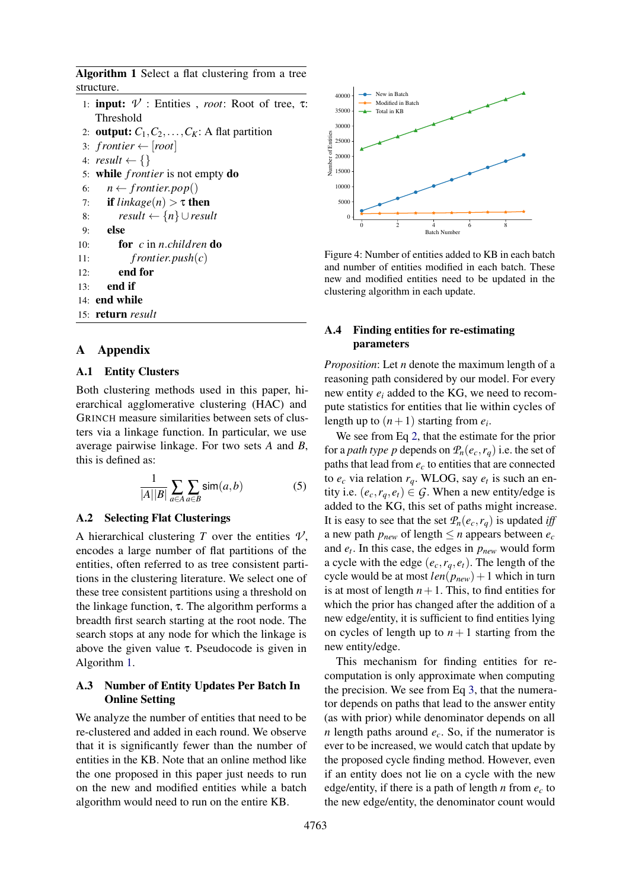**Algorithm 1** Select a flat clustering from a tree structure.

```
1:  input: 𝒱 : Entities , root: Root of tree, τ: Threshold
2:  output: C_1, C_2, ..., C_K: A flat partition
3:  frontier ← [root]
4:  result ← {}
5:  while frontier is not empty do
6:      n ← frontier.pop()
7:      if linkage(n) > τ then
8:          result ← {n} ∪ result
9:      else
10:         for c in n.children do
11:             frontier.push(c)
12:         end for
13:     end if
14: end while
15: return result
```

Figure 4: Number of entities added to KB in each batch and number of entities modified in each batch. These new and modified entities need to be updated in the clustering algorithm in each update.

## A Appendix

### A.1 Entity Clusters

Both clustering methods used in this paper, hierarchical agglomerative clustering (HAC) and GRINCH measure similarities between sets of clusters via a linkage function. In particular, we use average pairwise linkage. For two sets $A$ and $B$, this is defined as:

$$\frac{1}{|A||B|} \sum_{a \in A} \sum_{a \in B} \mathsf{sim}(a, b) \tag{5}$$

### A.2 Selecting Flat Clusterings

A hierarchical clustering $T$ over the entities $\mathcal{V}$, encodes a large number of flat partitions of the entities, often referred to as tree consistent partitions in the clustering literature. We select one of these tree consistent partitions using a threshold on the linkage function, $\tau$. The algorithm performs a breadth first search starting at the root node. The search stops at any node for which the linkage is above the given value $\tau$. Pseudocode is given in Algorithm 1.

### A.3 Number of Entity Updates Per Batch In Online Setting

We analyze the number of entities that need to be re-clustered and added in each round. We observe that it is significantly fewer than the number of entities in the KB. Note that an online method like the one proposed in this paper just needs to run on the new and modified entities while a batch algorithm would need to run on the entire KB.

### A.4 Finding entities for re-estimating parameters

*Proposition*: Let $n$ denote the maximum length of a reasoning path considered by our model. For every new entity $e_i$ added to the KG, we need to recompute statistics for entities that lie within cycles of length up to $(n+1)$ starting from $e_i$.

We see from Eq 2, that the estimate for the prior for a *path type* $p$ depends on $\mathcal{P}_n(e_c, r_q)$ i.e. the set of paths that lead from $e_c$ to entities that are connected to $e_c$ via relation $r_q$. WLOG, say $e_t$ is such an entity i.e. $(e_c, r_q, e_t) \in \mathcal{G}$. When a new entity/edge is added to the KG, this set of paths might increase. It is easy to see that the set $\mathcal{P}_n(e_c, r_q)$ is updated *iff* a new path $p_{new}$ of length $\leq n$ appears between $e_c$ and $e_t$. In this case, the edges in $p_{new}$ would form a cycle with the edge $(e_c, r_q, e_t)$. The length of the cycle would be at most $len(p_{new}) + 1$ which in turn is at most of length $n+1$. This, to find entities for which the prior has changed after the addition of a new edge/entity, it is sufficient to find entities lying on cycles of length up to $n+1$ starting from the new entity/edge.

This mechanism for finding entities for re-computation is only approximate when computing the precision. We see from Eq 3, that the numerator depends on paths that lead to the answer entity (as with prior) while denominator depends on all $n$ length paths around $e_c$. So, if the numerator is ever to be increased, we would catch that update by the proposed cycle finding method. However, even if an entity does not lie on a cycle with the new edge/entity, if there is a path of length $n$ from $e_c$ to the new edge/entity, the denominator count would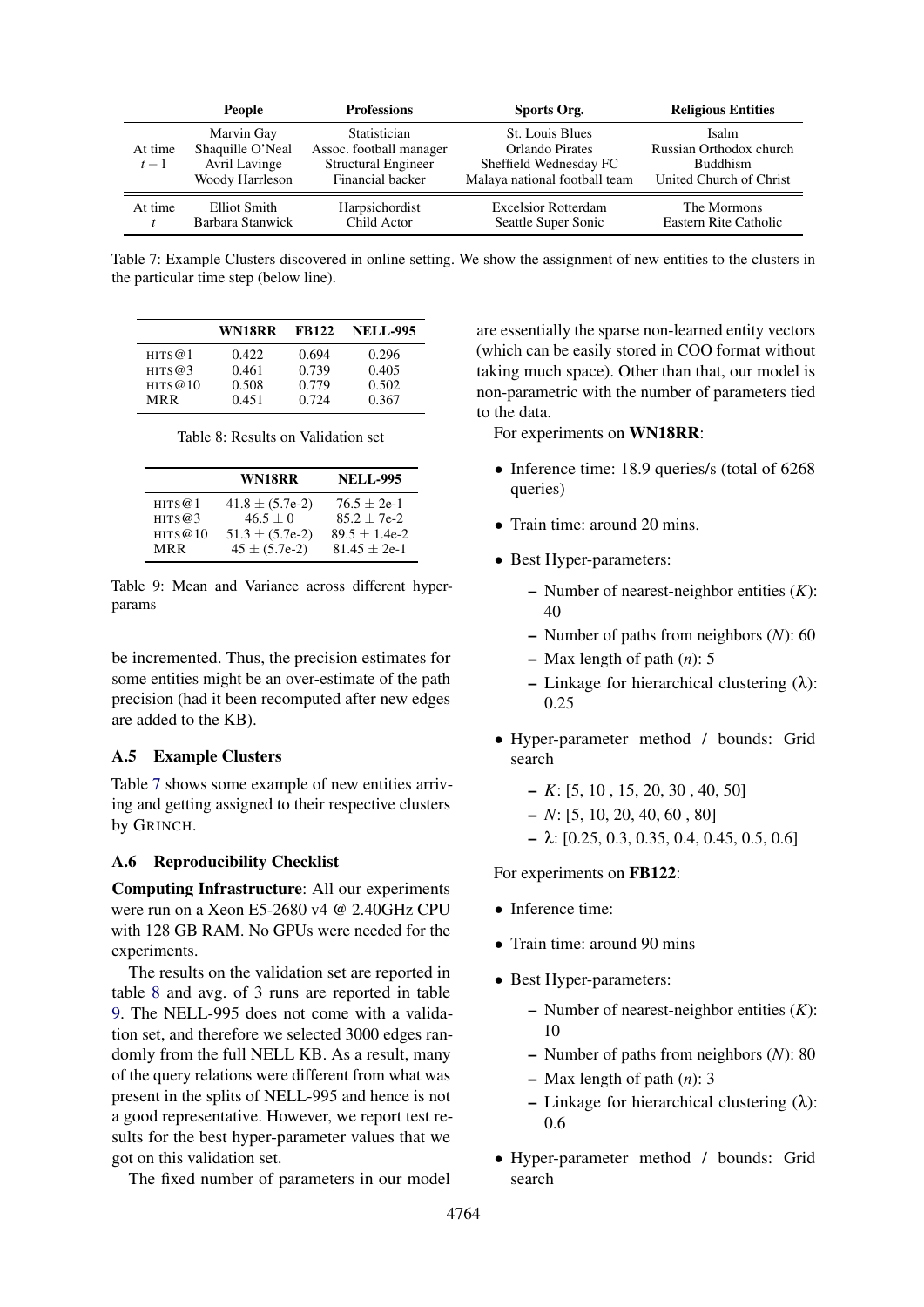|  | People | Professions | Sports Org. | Religious Entities |
|---|---|---|---|---|
| At time $t-1$ | Marvin Gay<br>Shaquille O'Neal<br>Avril Lavinge<br>Woody Harreleson | Statistician<br>Assoc. football manager<br>Structural Engineer<br>Financial backer | St. Louis Blues<br>Orlando Pirates<br>Sheffield Wednesday FC<br>Malaya national football team | Isalm<br>Russian Orthodox church<br>Buddhism<br>United Church of Christ |
| At time $t$ | Elliot Smith<br>Barbara Stanwick | Harpsichordist<br>Child Actor | Excelsior Rotterdam<br>Seattle Super Sonic | The Mormons<br>Eastern Rite Catholic |

Table 7: Example Clusters discovered in online setting. We show the assignment of new entities to the clusters in the particular time step (below line).

|  | WN18RR | FB122 | NELL-995 |
|---|---|---|---|
| HITS@1 | 0.422 | 0.694 | 0.296 |
| HITS@3 | 0.461 | 0.739 | 0.405 |
| HITS@10 | 0.508 | 0.779 | 0.502 |
| MRR | 0.451 | 0.724 | 0.367 |

Table 8: Results on Validation set

|  | WN18RR | NELL-995 |
|---|---|---|
| HITS@1 | $41.8 \pm (5.7e\text{-}2)$ | $76.5 \pm 2e\text{-}1$ |
| HITS@3 | $46.5 \pm 0$ | $85.2 \pm 7e\text{-}2$ |
| HITS@10 | $51.3 \pm (5.7e\text{-}2)$ | $89.5 \pm 1.4e\text{-}2$ |
| MRR | $45 \pm (5.7e\text{-}2)$ | $81.45 \pm 2e\text{-}1$ |

Table 9: Mean and Variance across different hyper-params

be incremented. Thus, the precision estimates for some entities might be an over-estimate of the path precision (had it been recomputed after new edges are added to the KB).

### A.5 Example Clusters

Table 7 shows some example of new entities arriving and getting assigned to their respective clusters by GRINCH.

### A.6 Reproducibility Checklist

**Computing Infrastructure**: All our experiments were run on a Xeon E5-2680 v4 @ 2.40GHz CPU with 128 GB RAM. No GPUs were needed for the experiments.

The results on the validation set are reported in table 8 and avg. of 3 runs are reported in table 9. The NELL-995 does not come with a validation set, and therefore we selected 3000 edges randomly from the full NELL KB. As a result, many of the query relations were different from what was present in the splits of NELL-995 and hence is not a good representative. However, we report test results for the best hyper-parameter values that we got on this validation set.

The fixed number of parameters in our model are essentially the sparse non-learned entity vectors (which can be easily stored in COO format without taking much space). Other than that, our model is non-parametric with the number of parameters tied to the data.

For experiments on **WN18RR**:

- Inference time: 18.9 queries/s (total of 6268 queries)
- Train time: around 20 mins.
- Best Hyper-parameters:
  - Number of nearest-neighbor entities ($K$): 40
  - Number of paths from neighbors ($N$): 60
  - Max length of path ($n$): 5
  - Linkage for hierarchical clustering ($\lambda$): 0.25
- Hyper-parameter method / bounds: Grid search
  - $K$: [5, 10 , 15, 20, 30 , 40, 50]
  - $N$: [5, 10, 20, 40, 60 , 80]
  - $\lambda$: [0.25, 0.3, 0.35, 0.4, 0.45, 0.5, 0.6]

For experiments on **FB122**:

- Inference time:
- Train time: around 90 mins
- Best Hyper-parameters:
  - Number of nearest-neighbor entities ($K$): 10
  - Number of paths from neighbors ($N$): 80
  - Max length of path ($n$): 3
  - Linkage for hierarchical clustering ($\lambda$): 0.6
- Hyper-parameter method / bounds: Grid search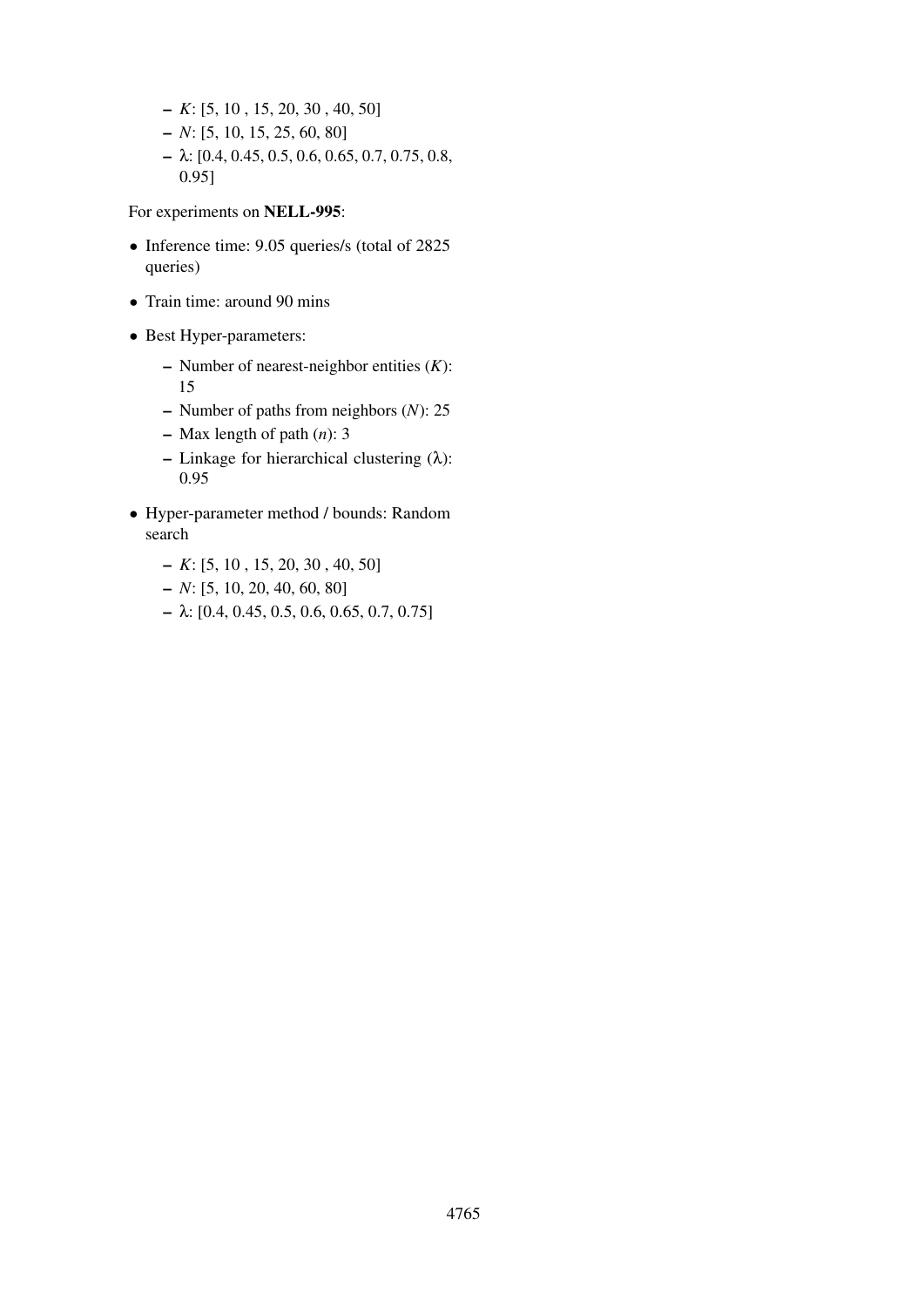- *K*: [5, 10 , 15, 20, 30 , 40, 50]
  - *N*: [5, 10, 15, 25, 60, 80]
  - λ: [0.4, 0.45, 0.5, 0.6, 0.65, 0.7, 0.75, 0.8, 0.95]

For experiments on **NELL-995**:

- Inference time: 9.05 queries/s (total of 2825 queries)
- Train time: around 90 mins
- Best Hyper-parameters:
  - Number of nearest-neighbor entities (*K*): 15
  - Number of paths from neighbors (*N*): 25
  - Max length of path (*n*): 3
  - Linkage for hierarchical clustering (λ): 0.95
- Hyper-parameter method / bounds: Random search
  - *K*: [5, 10 , 15, 20, 30 , 40, 50]
  - *N*: [5, 10, 20, 40, 60, 80]
  - λ: [0.4, 0.45, 0.5, 0.6, 0.65, 0.7, 0.75]